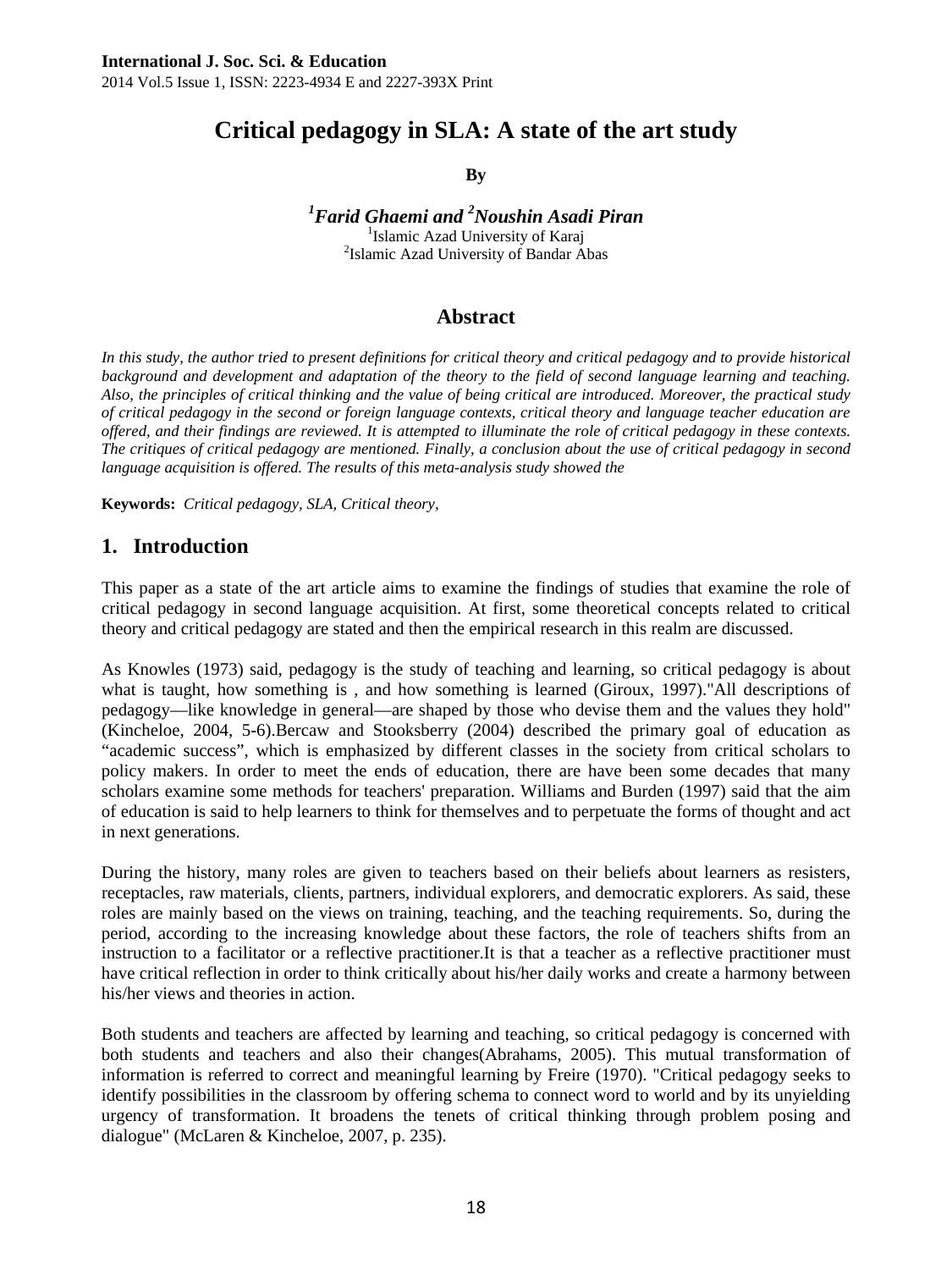# Critical pedagogy in SLA: A state of the art study

**By**

***[1]Farid Ghaemi and [2]Noushin Asadi Piran***

[1]Islamic Azad University of Karaj
[2]Islamic Azad University of Bandar Abas

## Abstract

*In this study, the author tried to present definitions for critical theory and critical pedagogy and to provide historical background and development and adaptation of the theory to the field of second language learning and teaching. Also, the principles of critical thinking and the value of being critical are introduced. Moreover, the practical study of critical pedagogy in the second or foreign language contexts, critical theory and language teacher education are offered, and their findings are reviewed. It is attempted to illuminate the role of critical pedagogy in these contexts. The critiques of critical pedagogy are mentioned. Finally, a conclusion about the use of critical pedagogy in second language acquisition is offered. The results of this meta-analysis study showed the*

**Keywords:** *Critical pedagogy, SLA, Critical theory,*

## 1. Introduction

This paper as a state of the art article aims to examine the findings of studies that examine the role of critical pedagogy in second language acquisition. At first, some theoretical concepts related to critical theory and critical pedagogy are stated and then the empirical research in this realm are discussed.

As Knowles (1973) said, pedagogy is the study of teaching and learning, so critical pedagogy is about what is taught, how something is , and how something is learned (Giroux, 1997)."All descriptions of pedagogy—like knowledge in general—are shaped by those who devise them and the values they hold" (Kincheloe, 2004, 5-6).Bercaw and Stooksberry (2004) described the primary goal of education as "academic success", which is emphasized by different classes in the society from critical scholars to policy makers. In order to meet the ends of education, there are have been some decades that many scholars examine some methods for teachers' preparation. Williams and Burden (1997) said that the aim of education is said to help learners to think for themselves and to perpetuate the forms of thought and act in next generations.

During the history, many roles are given to teachers based on their beliefs about learners as resisters, receptacles, raw materials, clients, partners, individual explorers, and democratic explorers. As said, these roles are mainly based on the views on training, teaching, and the teaching requirements. So, during the period, according to the increasing knowledge about these factors, the role of teachers shifts from an instruction to a facilitator or a reflective practitioner.It is that a teacher as a reflective practitioner must have critical reflection in order to think critically about his/her daily works and create a harmony between his/her views and theories in action.

Both students and teachers are affected by learning and teaching, so critical pedagogy is concerned with both students and teachers and also their changes(Abrahams, 2005). This mutual transformation of information is referred to correct and meaningful learning by Freire (1970). "Critical pedagogy seeks to identify possibilities in the classroom by offering schema to connect word to world and by its unyielding urgency of transformation. It broadens the tenets of critical thinking through problem posing and dialogue" (McLaren & Kincheloe, 2007, p. 235).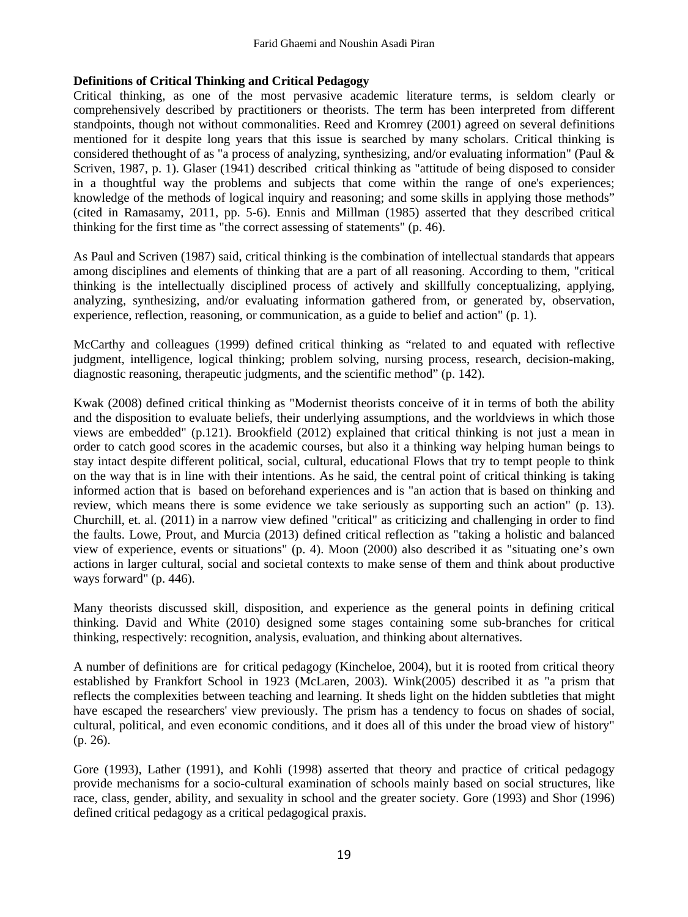**Definitions of Critical Thinking and Critical Pedagogy**

Critical thinking, as one of the most pervasive academic literature terms, is seldom clearly or comprehensively described by practitioners or theorists. The term has been interpreted from different standpoints, though not without commonalities. Reed and Kromrey (2001) agreed on several definitions mentioned for it despite long years that this issue is searched by many scholars. Critical thinking is considered thethought of as "a process of analyzing, synthesizing, and/or evaluating information" (Paul & Scriven, 1987, p. 1). Glaser (1941) described critical thinking as "attitude of being disposed to consider in a thoughtful way the problems and subjects that come within the range of one's experiences; knowledge of the methods of logical inquiry and reasoning; and some skills in applying those methods" (cited in Ramasamy, 2011, pp. 5-6). Ennis and Millman (1985) asserted that they described critical thinking for the first time as "the correct assessing of statements" (p. 46).

As Paul and Scriven (1987) said, critical thinking is the combination of intellectual standards that appears among disciplines and elements of thinking that are a part of all reasoning. According to them, "critical thinking is the intellectually disciplined process of actively and skillfully conceptualizing, applying, analyzing, synthesizing, and/or evaluating information gathered from, or generated by, observation, experience, reflection, reasoning, or communication, as a guide to belief and action" (p. 1).

McCarthy and colleagues (1999) defined critical thinking as "related to and equated with reflective judgment, intelligence, logical thinking; problem solving, nursing process, research, decision-making, diagnostic reasoning, therapeutic judgments, and the scientific method" (p. 142).

Kwak (2008) defined critical thinking as "Modernist theorists conceive of it in terms of both the ability and the disposition to evaluate beliefs, their underlying assumptions, and the worldviews in which those views are embedded" (p.121). Brookfield (2012) explained that critical thinking is not just a mean in order to catch good scores in the academic courses, but also it a thinking way helping human beings to stay intact despite different political, social, cultural, educational Flows that try to tempt people to think on the way that is in line with their intentions. As he said, the central point of critical thinking is taking informed action that is based on beforehand experiences and is "an action that is based on thinking and review, which means there is some evidence we take seriously as supporting such an action" (p. 13). Churchill, et. al. (2011) in a narrow view defined "critical" as criticizing and challenging in order to find the faults. Lowe, Prout, and Murcia (2013) defined critical reflection as "taking a holistic and balanced view of experience, events or situations" (p. 4). Moon (2000) also described it as "situating one's own actions in larger cultural, social and societal contexts to make sense of them and think about productive ways forward" (p. 446).

Many theorists discussed skill, disposition, and experience as the general points in defining critical thinking. David and White (2010) designed some stages containing some sub-branches for critical thinking, respectively: recognition, analysis, evaluation, and thinking about alternatives.

A number of definitions are for critical pedagogy (Kincheloe, 2004), but it is rooted from critical theory established by Frankfort School in 1923 (McLaren, 2003). Wink(2005) described it as "a prism that reflects the complexities between teaching and learning. It sheds light on the hidden subtleties that might have escaped the researchers' view previously. The prism has a tendency to focus on shades of social, cultural, political, and even economic conditions, and it does all of this under the broad view of history" (p. 26).

Gore (1993), Lather (1991), and Kohli (1998) asserted that theory and practice of critical pedagogy provide mechanisms for a socio-cultural examination of schools mainly based on social structures, like race, class, gender, ability, and sexuality in school and the greater society. Gore (1993) and Shor (1996) defined critical pedagogy as a critical pedagogical praxis.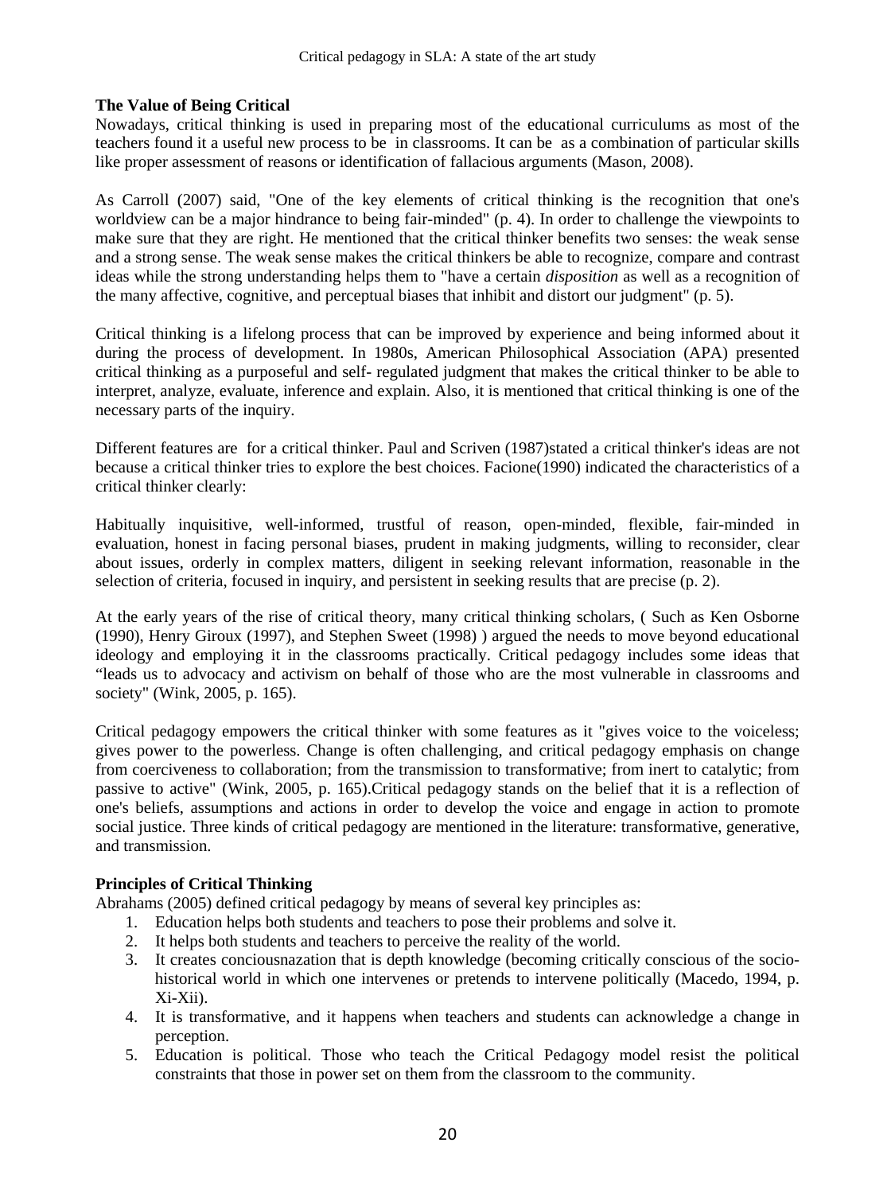### The Value of Being Critical

Nowadays, critical thinking is used in preparing most of the educational curriculums as most of the teachers found it a useful new process to be in classrooms. It can be as a combination of particular skills like proper assessment of reasons or identification of fallacious arguments (Mason, 2008).

As Carroll (2007) said, "One of the key elements of critical thinking is the recognition that one's worldview can be a major hindrance to being fair-minded" (p. 4). In order to challenge the viewpoints to make sure that they are right. He mentioned that the critical thinker benefits two senses: the weak sense and a strong sense. The weak sense makes the critical thinkers be able to recognize, compare and contrast ideas while the strong understanding helps them to "have a certain *disposition* as well as a recognition of the many affective, cognitive, and perceptual biases that inhibit and distort our judgment" (p. 5).

Critical thinking is a lifelong process that can be improved by experience and being informed about it during the process of development. In 1980s, American Philosophical Association (APA) presented critical thinking as a purposeful and self- regulated judgment that makes the critical thinker to be able to interpret, analyze, evaluate, inference and explain. Also, it is mentioned that critical thinking is one of the necessary parts of the inquiry.

Different features are for a critical thinker. Paul and Scriven (1987)stated a critical thinker's ideas are not because a critical thinker tries to explore the best choices. Facione(1990) indicated the characteristics of a critical thinker clearly:

Habitually inquisitive, well-informed, trustful of reason, open-minded, flexible, fair-minded in evaluation, honest in facing personal biases, prudent in making judgments, willing to reconsider, clear about issues, orderly in complex matters, diligent in seeking relevant information, reasonable in the selection of criteria, focused in inquiry, and persistent in seeking results that are precise (p. 2).

At the early years of the rise of critical theory, many critical thinking scholars, ( Such as Ken Osborne (1990), Henry Giroux (1997), and Stephen Sweet (1998) ) argued the needs to move beyond educational ideology and employing it in the classrooms practically. Critical pedagogy includes some ideas that "leads us to advocacy and activism on behalf of those who are the most vulnerable in classrooms and society" (Wink, 2005, p. 165).

Critical pedagogy empowers the critical thinker with some features as it "gives voice to the voiceless; gives power to the powerless. Change is often challenging, and critical pedagogy emphasis on change from coerciveness to collaboration; from the transmission to transformative; from inert to catalytic; from passive to active" (Wink, 2005, p. 165).Critical pedagogy stands on the belief that it is a reflection of one's beliefs, assumptions and actions in order to develop the voice and engage in action to promote social justice. Three kinds of critical pedagogy are mentioned in the literature: transformative, generative, and transmission.

### Principles of Critical Thinking

Abrahams (2005) defined critical pedagogy by means of several key principles as:

1. Education helps both students and teachers to pose their problems and solve it.
2. It helps both students and teachers to perceive the reality of the world.
3. It creates conciousnazation that is depth knowledge (becoming critically conscious of the socio-historical world in which one intervenes or pretends to intervene politically (Macedo, 1994, p. Xi-Xii).
4. It is transformative, and it happens when teachers and students can acknowledge a change in perception.
5. Education is political. Those who teach the Critical Pedagogy model resist the political constraints that those in power set on them from the classroom to the community.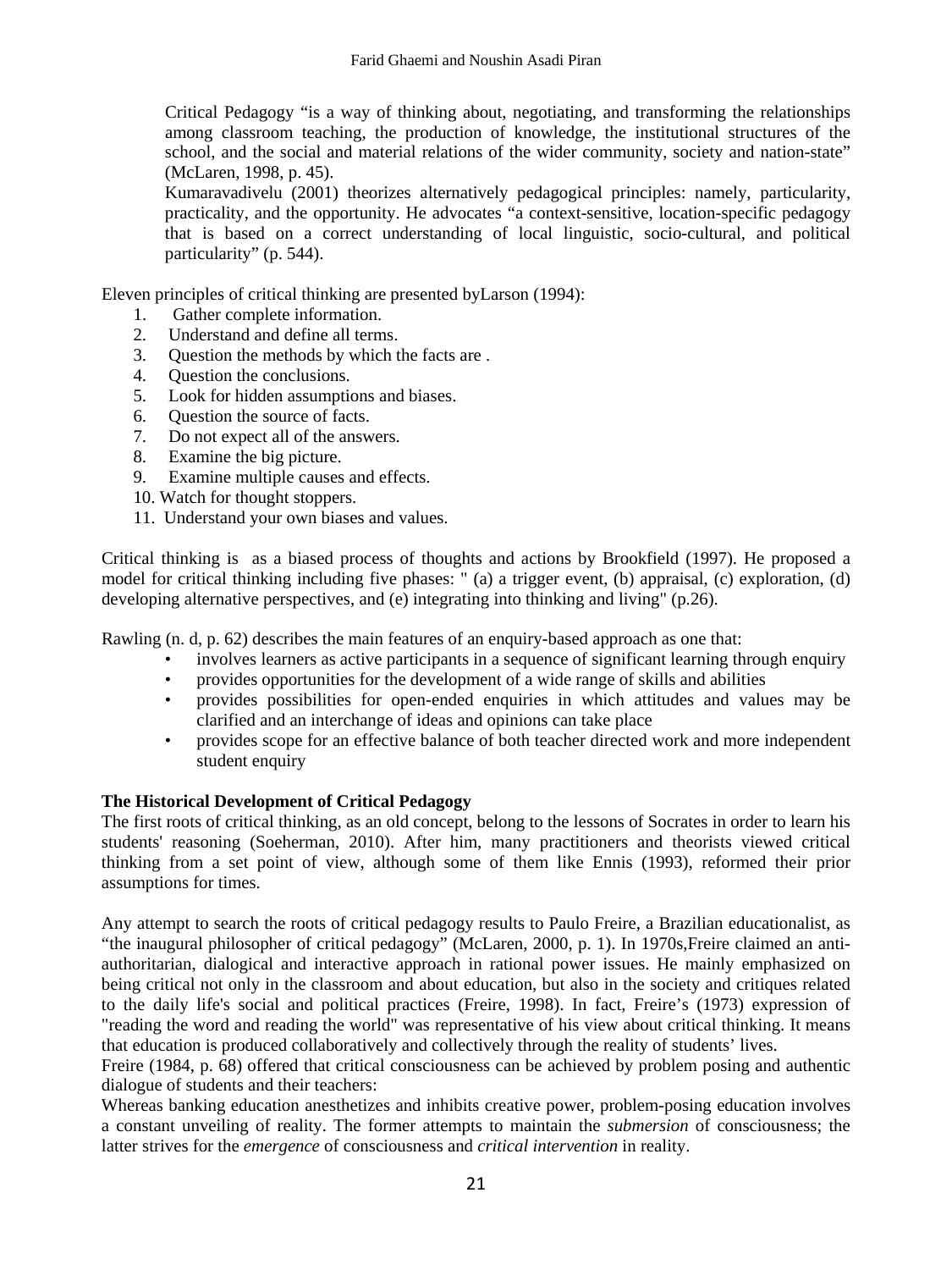Critical Pedagogy "is a way of thinking about, negotiating, and transforming the relationships among classroom teaching, the production of knowledge, the institutional structures of the school, and the social and material relations of the wider community, society and nation-state" (McLaren, 1998, p. 45).

Kumaravadivelu (2001) theorizes alternatively pedagogical principles: namely, particularity, practicality, and the opportunity. He advocates "a context-sensitive, location-specific pedagogy that is based on a correct understanding of local linguistic, socio-cultural, and political particularity" (p. 544).

Eleven principles of critical thinking are presented byLarson (1994):

1. Gather complete information.
2. Understand and define all terms.
3. Question the methods by which the facts are .
4. Question the conclusions.
5. Look for hidden assumptions and biases.
6. Question the source of facts.
7. Do not expect all of the answers.
8. Examine the big picture.
9. Examine multiple causes and effects.
10. Watch for thought stoppers.
11. Understand your own biases and values.

Critical thinking is as a biased process of thoughts and actions by Brookfield (1997). He proposed a model for critical thinking including five phases: " (a) a trigger event, (b) appraisal, (c) exploration, (d) developing alternative perspectives, and (e) integrating into thinking and living" (p.26).

Rawling (n. d, p. 62) describes the main features of an enquiry-based approach as one that:

- involves learners as active participants in a sequence of significant learning through enquiry
- provides opportunities for the development of a wide range of skills and abilities
- provides possibilities for open-ended enquiries in which attitudes and values may be clarified and an interchange of ideas and opinions can take place
- provides scope for an effective balance of both teacher directed work and more independent student enquiry

**The Historical Development of Critical Pedagogy**

The first roots of critical thinking, as an old concept, belong to the lessons of Socrates in order to learn his students' reasoning (Soeherman, 2010). After him, many practitioners and theorists viewed critical thinking from a set point of view, although some of them like Ennis (1993), reformed their prior assumptions for times.

Any attempt to search the roots of critical pedagogy results to Paulo Freire, a Brazilian educationalist, as "the inaugural philosopher of critical pedagogy" (McLaren, 2000, p. 1). In 1970s,Freire claimed an anti-authoritarian, dialogical and interactive approach in rational power issues. He mainly emphasized on being critical not only in the classroom and about education, but also in the society and critiques related to the daily life's social and political practices (Freire, 1998). In fact, Freire's (1973) expression of "reading the word and reading the world" was representative of his view about critical thinking. It means that education is produced collaboratively and collectively through the reality of students' lives.

Freire (1984, p. 68) offered that critical consciousness can be achieved by problem posing and authentic dialogue of students and their teachers:

Whereas banking education anesthetizes and inhibits creative power, problem-posing education involves a constant unveiling of reality. The former attempts to maintain the *submersion* of consciousness; the latter strives for the *emergence* of consciousness and *critical intervention* in reality.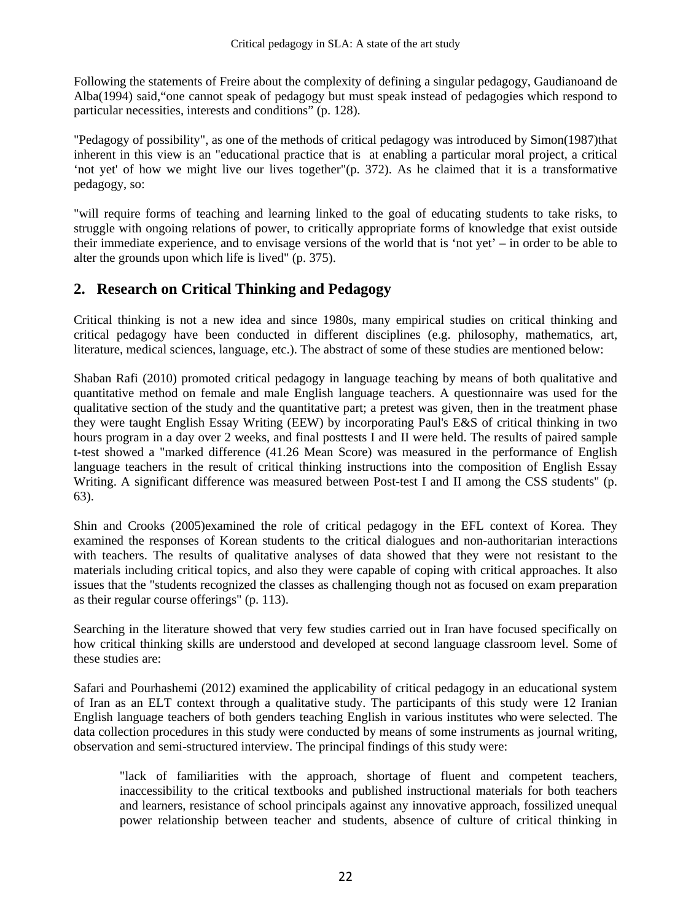Following the statements of Freire about the complexity of defining a singular pedagogy, Gaudianoand de Alba(1994) said,"one cannot speak of pedagogy but must speak instead of pedagogies which respond to particular necessities, interests and conditions" (p. 128).

"Pedagogy of possibility", as one of the methods of critical pedagogy was introduced by Simon(1987)that inherent in this view is an "educational practice that is at enabling a particular moral project, a critical 'not yet' of how we might live our lives together"(p. 372). As he claimed that it is a transformative pedagogy, so:

"will require forms of teaching and learning linked to the goal of educating students to take risks, to struggle with ongoing relations of power, to critically appropriate forms of knowledge that exist outside their immediate experience, and to envisage versions of the world that is 'not yet' – in order to be able to alter the grounds upon which life is lived" (p. 375).

## 2. Research on Critical Thinking and Pedagogy

Critical thinking is not a new idea and since 1980s, many empirical studies on critical thinking and critical pedagogy have been conducted in different disciplines (e.g. philosophy, mathematics, art, literature, medical sciences, language, etc.). The abstract of some of these studies are mentioned below:

Shaban Rafi (2010) promoted critical pedagogy in language teaching by means of both qualitative and quantitative method on female and male English language teachers. A questionnaire was used for the qualitative section of the study and the quantitative part; a pretest was given, then in the treatment phase they were taught English Essay Writing (EEW) by incorporating Paul's E&S of critical thinking in two hours program in a day over 2 weeks, and final posttests I and II were held. The results of paired sample t-test showed a "marked difference (41.26 Mean Score) was measured in the performance of English language teachers in the result of critical thinking instructions into the composition of English Essay Writing. A significant difference was measured between Post-test I and II among the CSS students" (p. 63).

Shin and Crooks (2005)examined the role of critical pedagogy in the EFL context of Korea. They examined the responses of Korean students to the critical dialogues and non-authoritarian interactions with teachers. The results of qualitative analyses of data showed that they were not resistant to the materials including critical topics, and also they were capable of coping with critical approaches. It also issues that the "students recognized the classes as challenging though not as focused on exam preparation as their regular course offerings" (p. 113).

Searching in the literature showed that very few studies carried out in Iran have focused specifically on how critical thinking skills are understood and developed at second language classroom level. Some of these studies are:

Safari and Pourhashemi (2012) examined the applicability of critical pedagogy in an educational system of Iran as an ELT context through a qualitative study. The participants of this study were 12 Iranian English language teachers of both genders teaching English in various institutes who were selected. The data collection procedures in this study were conducted by means of some instruments as journal writing, observation and semi-structured interview. The principal findings of this study were:

> "lack of familiarities with the approach, shortage of fluent and competent teachers, inaccessibility to the critical textbooks and published instructional materials for both teachers and learners, resistance of school principals against any innovative approach, fossilized unequal power relationship between teacher and students, absence of culture of critical thinking in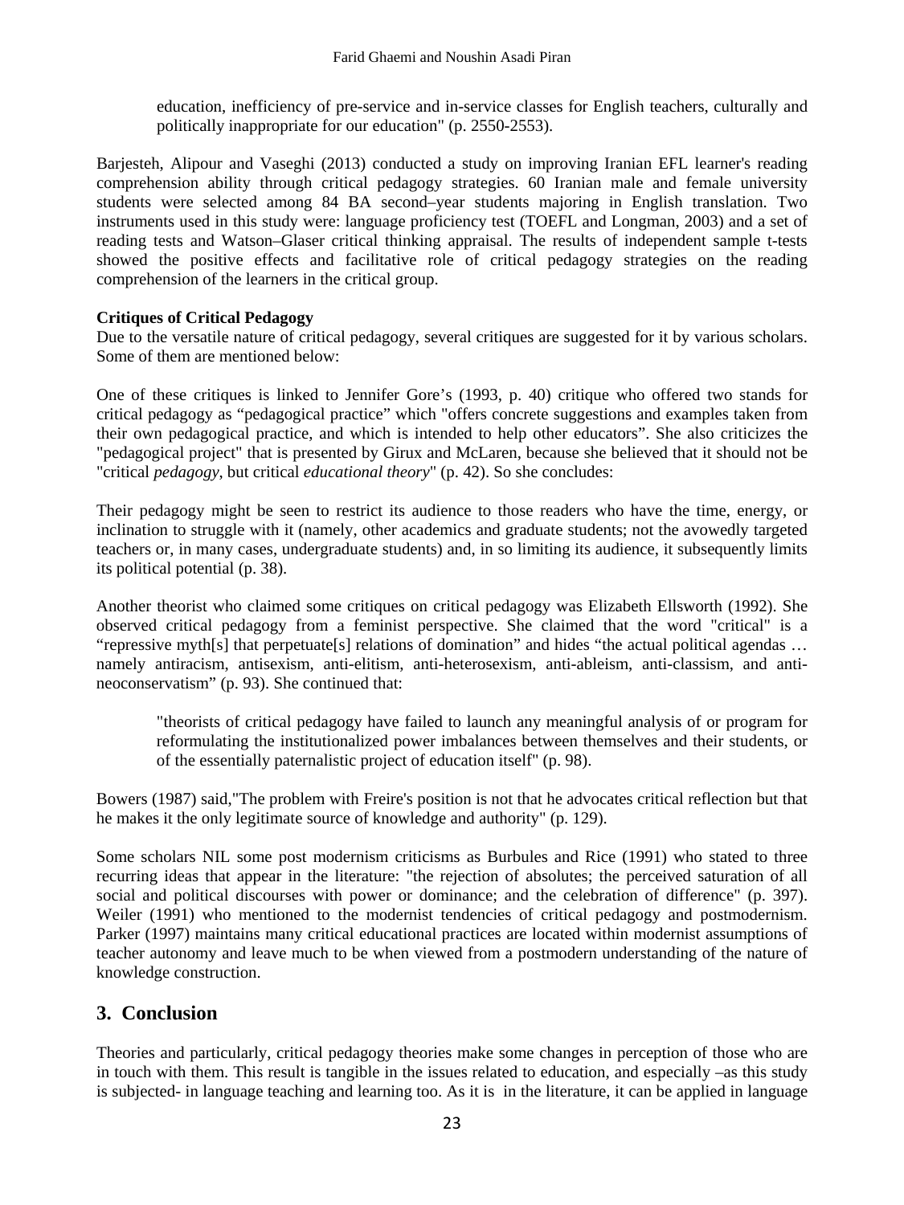> education, inefficiency of pre-service and in-service classes for English teachers, culturally and politically inappropriate for our education" (p. 2550-2553).

Barjesteh, Alipour and Vaseghi (2013) conducted a study on improving Iranian EFL learner's reading comprehension ability through critical pedagogy strategies. 60 Iranian male and female university students were selected among 84 BA second–year students majoring in English translation. Two instruments used in this study were: language proficiency test (TOEFL and Longman, 2003) and a set of reading tests and Watson–Glaser critical thinking appraisal. The results of independent sample t-tests showed the positive effects and facilitative role of critical pedagogy strategies on the reading comprehension of the learners in the critical group.

**Critiques of Critical Pedagogy**

Due to the versatile nature of critical pedagogy, several critiques are suggested for it by various scholars. Some of them are mentioned below:

One of these critiques is linked to Jennifer Gore's (1993, p. 40) critique who offered two stands for critical pedagogy as "pedagogical practice" which "offers concrete suggestions and examples taken from their own pedagogical practice, and which is intended to help other educators". She also criticizes the "pedagogical project" that is presented by Girux and McLaren, because she believed that it should not be "critical *pedagogy*, but critical *educational theory*" (p. 42). So she concludes:

Their pedagogy might be seen to restrict its audience to those readers who have the time, energy, or inclination to struggle with it (namely, other academics and graduate students; not the avowedly targeted teachers or, in many cases, undergraduate students) and, in so limiting its audience, it subsequently limits its political potential (p. 38).

Another theorist who claimed some critiques on critical pedagogy was Elizabeth Ellsworth (1992). She observed critical pedagogy from a feminist perspective. She claimed that the word "critical" is a "repressive myth[s] that perpetuate[s] relations of domination" and hides "the actual political agendas … namely antiracism, antisexism, anti-elitism, anti-heterosexism, anti-ableism, anti-classism, and anti-neoconservatism" (p. 93). She continued that:

> "theorists of critical pedagogy have failed to launch any meaningful analysis of or program for reformulating the institutionalized power imbalances between themselves and their students, or of the essentially paternalistic project of education itself" (p. 98).

Bowers (1987) said,"The problem with Freire's position is not that he advocates critical reflection but that he makes it the only legitimate source of knowledge and authority" (p. 129).

Some scholars NIL some post modernism criticisms as Burbules and Rice (1991) who stated to three recurring ideas that appear in the literature: "the rejection of absolutes; the perceived saturation of all social and political discourses with power or dominance; and the celebration of difference" (p. 397). Weiler (1991) who mentioned to the modernist tendencies of critical pedagogy and postmodernism. Parker (1997) maintains many critical educational practices are located within modernist assumptions of teacher autonomy and leave much to be when viewed from a postmodern understanding of the nature of knowledge construction.

## 3. Conclusion

Theories and particularly, critical pedagogy theories make some changes in perception of those who are in touch with them. This result is tangible in the issues related to education, and especially –as this study is subjected- in language teaching and learning too. As it is in the literature, it can be applied in language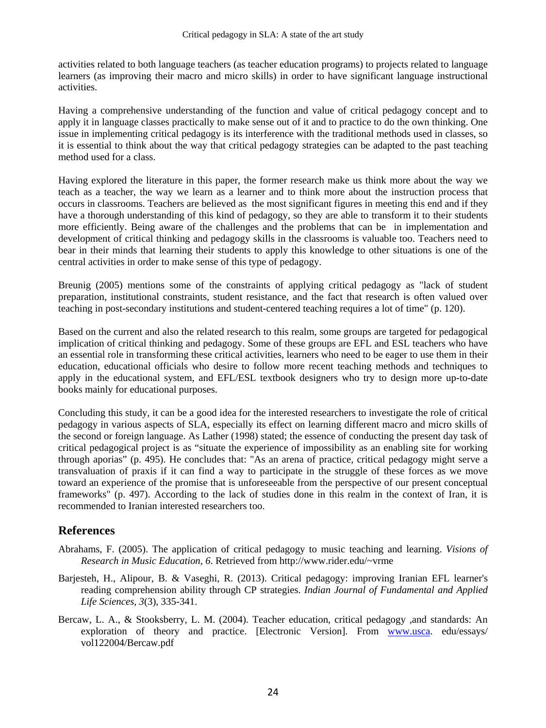activities related to both language teachers (as teacher education programs) to projects related to language learners (as improving their macro and micro skills) in order to have significant language instructional activities.

Having a comprehensive understanding of the function and value of critical pedagogy concept and to apply it in language classes practically to make sense out of it and to practice to do the own thinking. One issue in implementing critical pedagogy is its interference with the traditional methods used in classes, so it is essential to think about the way that critical pedagogy strategies can be adapted to the past teaching method used for a class.

Having explored the literature in this paper, the former research make us think more about the way we teach as a teacher, the way we learn as a learner and to think more about the instruction process that occurs in classrooms. Teachers are believed as the most significant figures in meeting this end and if they have a thorough understanding of this kind of pedagogy, so they are able to transform it to their students more efficiently. Being aware of the challenges and the problems that can be in implementation and development of critical thinking and pedagogy skills in the classrooms is valuable too. Teachers need to bear in their minds that learning their students to apply this knowledge to other situations is one of the central activities in order to make sense of this type of pedagogy.

Breunig (2005) mentions some of the constraints of applying critical pedagogy as "lack of student preparation, institutional constraints, student resistance, and the fact that research is often valued over teaching in post-secondary institutions and student-centered teaching requires a lot of time" (p. 120).

Based on the current and also the related research to this realm, some groups are targeted for pedagogical implication of critical thinking and pedagogy. Some of these groups are EFL and ESL teachers who have an essential role in transforming these critical activities, learners who need to be eager to use them in their education, educational officials who desire to follow more recent teaching methods and techniques to apply in the educational system, and EFL/ESL textbook designers who try to design more up-to-date books mainly for educational purposes.

Concluding this study, it can be a good idea for the interested researchers to investigate the role of critical pedagogy in various aspects of SLA, especially its effect on learning different macro and micro skills of the second or foreign language. As Lather (1998) stated; the essence of conducting the present day task of critical pedagogical project is as "situate the experience of impossibility as an enabling site for working through aporias" (p. 495). He concludes that: "As an arena of practice, critical pedagogy might serve a transvaluation of praxis if it can find a way to participate in the struggle of these forces as we move toward an experience of the promise that is unforeseeable from the perspective of our present conceptual frameworks" (p. 497). According to the lack of studies done in this realm in the context of Iran, it is recommended to Iranian interested researchers too.

## References

Abrahams, F. (2005). The application of critical pedagogy to music teaching and learning. *Visions of Research in Music Education, 6*. Retrieved from http://www.rider.edu/~vrme

Barjesteh, H., Alipour, B. & Vaseghi, R. (2013). Critical pedagogy: improving Iranian EFL learner's reading comprehension ability through CP strategies. *Indian Journal of Fundamental and Applied Life Sciences*, *3*(3), 335-341.

Bercaw, L. A., & Stooksberry, L. M. (2004). Teacher education, critical pedagogy ,and standards: An exploration of theory and practice. [Electronic Version]. From www.usca. edu/essays/ vol122004/Bercaw.pdf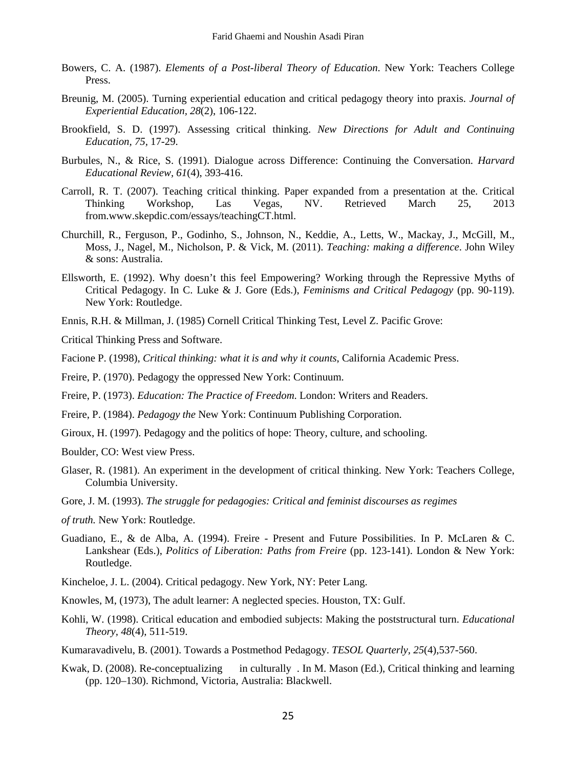Bowers, C. A. (1987). *Elements of a Post-liberal Theory of Education*. New York: Teachers College Press.

Breunig, M. (2005). Turning experiential education and critical pedagogy theory into praxis. *Journal of Experiential Education, 28*(2), 106-122.

Brookfield, S. D. (1997). Assessing critical thinking. *New Directions for Adult and Continuing Education, 75*, 17-29.

Burbules, N., & Rice, S. (1991). Dialogue across Difference: Continuing the Conversation. *Harvard Educational Review, 61*(4), 393-416.

Carroll, R. T. (2007). Teaching critical thinking. Paper expanded from a presentation at the. Critical Thinking Workshop, Las Vegas, NV. Retrieved March 25, 2013 from.www.skepdic.com/essays/teachingCT.html.

Churchill, R., Ferguson, P., Godinho, S., Johnson, N., Keddie, A., Letts, W., Mackay, J., McGill, M., Moss, J., Nagel, M., Nicholson, P. & Vick, M. (2011). *Teaching: making a difference*. John Wiley & sons: Australia.

Ellsworth, E. (1992). Why doesn't this feel Empowering? Working through the Repressive Myths of Critical Pedagogy. In C. Luke & J. Gore (Eds.), *Feminisms and Critical Pedagogy* (pp. 90-119). New York: Routledge.

Ennis, R.H. & Millman, J. (1985) Cornell Critical Thinking Test, Level Z. Pacific Grove:

Critical Thinking Press and Software.

Facione P. (1998), *Critical thinking: what it is and why it counts*, California Academic Press.

Freire, P. (1970). Pedagogy the oppressed New York: Continuum.

Freire, P. (1973). *Education: The Practice of Freedom*. London: Writers and Readers.

Freire, P. (1984). *Pedagogy the* New York: Continuum Publishing Corporation.

Giroux, H. (1997). Pedagogy and the politics of hope: Theory, culture, and schooling.

Boulder, CO: West view Press.

Glaser, R. (1981). An experiment in the development of critical thinking. New York: Teachers College, Columbia University.

Gore, J. M. (1993). *The struggle for pedagogies: Critical and feminist discourses as regimes*

*of truth.* New York: Routledge.

Guadiano, E., & de Alba, A. (1994). Freire - Present and Future Possibilities. In P. McLaren & C. Lankshear (Eds.), *Politics of Liberation: Paths from Freire* (pp. 123-141). London & New York: Routledge.

Kincheloe, J. L. (2004). Critical pedagogy. New York, NY: Peter Lang.

Knowles, M, (1973), The adult learner: A neglected species. Houston, TX: Gulf.

Kohli, W. (1998). Critical education and embodied subjects: Making the poststructural turn. *Educational Theory, 48*(4), 511-519.

Kumaravadivelu, B. (2001). Towards a Postmethod Pedagogy. *TESOL Quarterly*, *25*(4),537-560.

Kwak, D. (2008). Re-conceptualizing in culturally . In M. Mason (Ed.), Critical thinking and learning (pp. 120–130). Richmond, Victoria, Australia: Blackwell.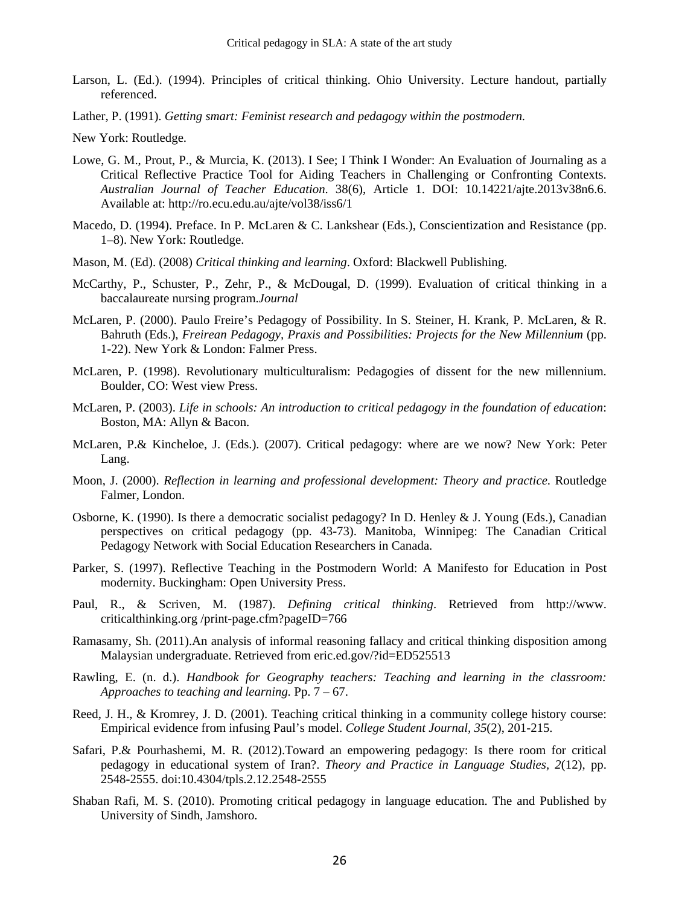Larson, L. (Ed.). (1994). Principles of critical thinking. Ohio University. Lecture handout, partially referenced.

Lather, P. (1991). *Getting smart: Feminist research and pedagogy within the postmodern.*

New York: Routledge.

Lowe, G. M., Prout, P., & Murcia, K. (2013). I See; I Think I Wonder: An Evaluation of Journaling as a Critical Reflective Practice Tool for Aiding Teachers in Challenging or Confronting Contexts. *Australian Journal of Teacher Education*. 38(6), Article 1. DOI: 10.14221/ajte.2013v38n6.6. Available at: http://ro.ecu.edu.au/ajte/vol38/iss6/1

Macedo, D. (1994). Preface. In P. McLaren & C. Lankshear (Eds.), Conscientization and Resistance (pp. 1–8). New York: Routledge.

Mason, M. (Ed). (2008) *Critical thinking and learning*. Oxford: Blackwell Publishing.

McCarthy, P., Schuster, P., Zehr, P., & McDougal, D. (1999). Evaluation of critical thinking in a baccalaureate nursing program.*Journal*

McLaren, P. (2000). Paulo Freire's Pedagogy of Possibility. In S. Steiner, H. Krank, P. McLaren, & R. Bahruth (Eds.), *Freirean Pedagogy, Praxis and Possibilities: Projects for the New Millennium* (pp. 1-22). New York & London: Falmer Press.

McLaren, P. (1998). Revolutionary multiculturalism: Pedagogies of dissent for the new millennium. Boulder, CO: West view Press.

McLaren, P. (2003). *Life in schools: An introduction to critical pedagogy in the foundation of education*: Boston, MA: Allyn & Bacon.

McLaren, P.& Kincheloe, J. (Eds.). (2007). Critical pedagogy: where are we now? New York: Peter Lang.

Moon, J. (2000). *Reflection in learning and professional development: Theory and practice*. Routledge Falmer, London.

Osborne, K. (1990). Is there a democratic socialist pedagogy? In D. Henley & J. Young (Eds.), Canadian perspectives on critical pedagogy (pp. 43-73). Manitoba, Winnipeg: The Canadian Critical Pedagogy Network with Social Education Researchers in Canada.

Parker, S. (1997). Reflective Teaching in the Postmodern World: A Manifesto for Education in Post modernity. Buckingham: Open University Press.

Paul, R., & Scriven, M. (1987). *Defining critical thinking*. Retrieved from http://www. criticalthinking.org /print-page.cfm?pageID=766

Ramasamy, Sh. (2011).An analysis of informal reasoning fallacy and critical thinking disposition among Malaysian undergraduate. Retrieved from eric.ed.gov/?id=ED525513

Rawling, E. (n. d.). *Handbook for Geography teachers: Teaching and learning in the classroom: Approaches to teaching and learning.* Pp. 7 – 67.

Reed, J. H., & Kromrey, J. D. (2001). Teaching critical thinking in a community college history course: Empirical evidence from infusing Paul's model. *College Student Journal*, *35*(2), 201-215.

Safari, P.& Pourhashemi, M. R. (2012).Toward an empowering pedagogy: Is there room for critical pedagogy in educational system of Iran?. *Theory and Practice in Language Studies*, *2*(12), pp. 2548-2555. doi:10.4304/tpls.2.12.2548-2555

Shaban Rafi, M. S. (2010). Promoting critical pedagogy in language education. The and Published by University of Sindh, Jamshoro.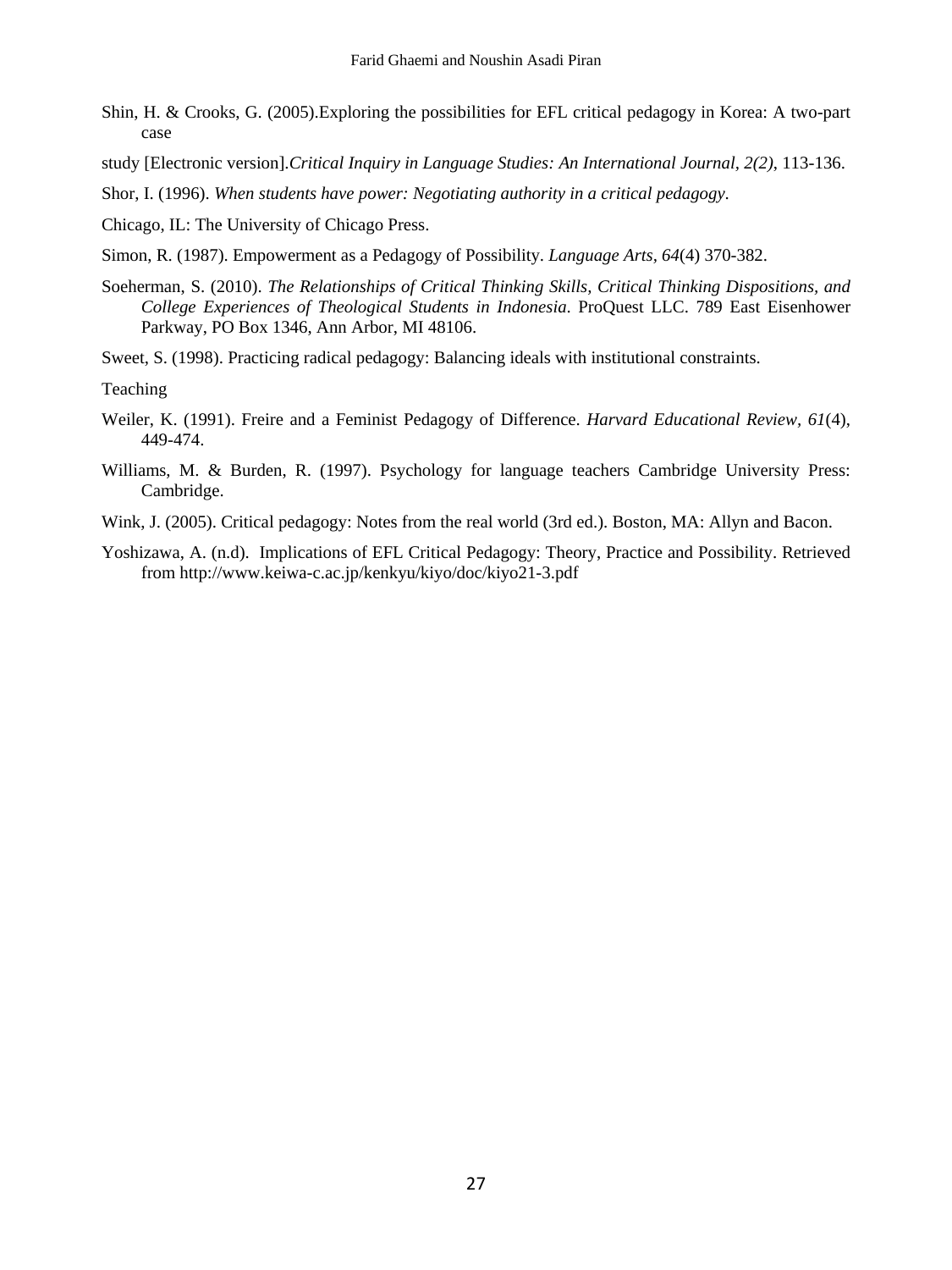Shin, H. & Crooks, G. (2005).Exploring the possibilities for EFL critical pedagogy in Korea: A two-part case

study [Electronic version].*Critical Inquiry in Language Studies: An International Journal, 2(2)*, 113-136.

Shor, I. (1996). *When students have power: Negotiating authority in a critical pedagogy*.

Chicago, IL: The University of Chicago Press.

Simon, R. (1987). Empowerment as a Pedagogy of Possibility. *Language Arts*, *64*(4) 370-382.

Soeherman, S. (2010). *The Relationships of Critical Thinking Skills, Critical Thinking Dispositions, and College Experiences of Theological Students in Indonesia*. ProQuest LLC. 789 East Eisenhower Parkway, PO Box 1346, Ann Arbor, MI 48106.

Sweet, S. (1998). Practicing radical pedagogy: Balancing ideals with institutional constraints.

Teaching

Weiler, K. (1991). Freire and a Feminist Pedagogy of Difference. *Harvard Educational Review, 61*(4), 449-474.

Williams, M. & Burden, R. (1997). Psychology for language teachers Cambridge University Press: Cambridge.

Wink, J. (2005). Critical pedagogy: Notes from the real world (3rd ed.). Boston, MA: Allyn and Bacon.

Yoshizawa, A. (n.d). Implications of EFL Critical Pedagogy: Theory, Practice and Possibility. Retrieved from http://www.keiwa-c.ac.jp/kenkyu/kiyo/doc/kiyo21-3.pdf